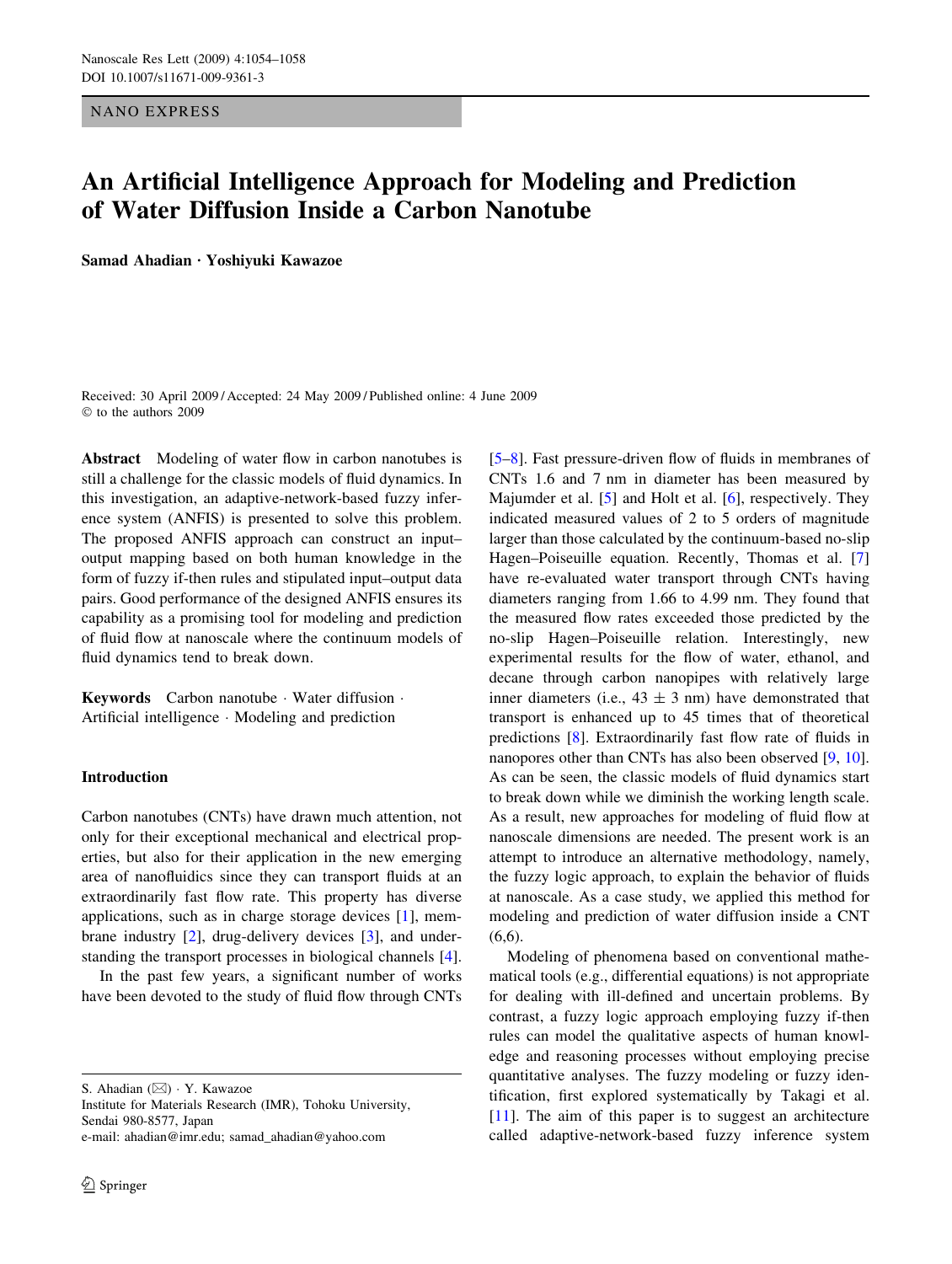NANO EXPRESS

# An Artificial Intelligence Approach for Modeling and Prediction of Water Diffusion Inside a Carbon Nanotube

**Samad Ahadian · Yoshiyuki Kawazoe**

Received: 30 April 2009 / Accepted: 24 May 2009 / Published online: 4 June 2009
© to the authors 2009

**Abstract** Modeling of water flow in carbon nanotubes is still a challenge for the classic models of fluid dynamics. In this investigation, an adaptive-network-based fuzzy inference system (ANFIS) is presented to solve this problem. The proposed ANFIS approach can construct an input–output mapping based on both human knowledge in the form of fuzzy if-then rules and stipulated input–output data pairs. Good performance of the designed ANFIS ensures its capability as a promising tool for modeling and prediction of fluid flow at nanoscale where the continuum models of fluid dynamics tend to break down.

**Keywords** Carbon nanotube · Water diffusion · Artificial intelligence · Modeling and prediction

## Introduction

Carbon nanotubes (CNTs) have drawn much attention, not only for their exceptional mechanical and electrical properties, but also for their application in the new emerging area of nanofluidics since they can transport fluids at an extraordinarily fast flow rate. This property has diverse applications, such as in charge storage devices [1], membrane industry [2], drug-delivery devices [3], and understanding the transport processes in biological channels [4].

In the past few years, a significant number of works have been devoted to the study of fluid flow through CNTs [5–8]. Fast pressure-driven flow of fluids in membranes of CNTs 1.6 and 7 nm in diameter has been measured by Majumder et al. [5] and Holt et al. [6], respectively. They indicated measured values of 2 to 5 orders of magnitude larger than those calculated by the continuum-based no-slip Hagen–Poiseuille equation. Recently, Thomas et al. [7] have re-evaluated water transport through CNTs having diameters ranging from 1.66 to 4.99 nm. They found that the measured flow rates exceeded those predicted by the no-slip Hagen–Poiseuille relation. Interestingly, new experimental results for the flow of water, ethanol, and decane through carbon nanopipes with relatively large inner diameters (i.e., $43 \pm 3$ nm) have demonstrated that transport is enhanced up to 45 times that of theoretical predictions [8]. Extraordinarily fast flow rate of fluids in nanopores other than CNTs has also been observed [9, 10]. As can be seen, the classic models of fluid dynamics start to break down while we diminish the working length scale. As a result, new approaches for modeling of fluid flow at nanoscale dimensions are needed. The present work is an attempt to introduce an alternative methodology, namely, the fuzzy logic approach, to explain the behavior of fluids at nanoscale. As a case study, we applied this method for modeling and prediction of water diffusion inside a CNT (6,6).

Modeling of phenomena based on conventional mathematical tools (e.g., differential equations) is not appropriate for dealing with ill-defined and uncertain problems. By contrast, a fuzzy logic approach employing fuzzy if-then rules can model the qualitative aspects of human knowledge and reasoning processes without employing precise quantitative analyses. The fuzzy modeling or fuzzy identification, first explored systematically by Takagi et al. [11]. The aim of this paper is to suggest an architecture called adaptive-network-based fuzzy inference system

S. Ahadian (✉) · Y. Kawazoe
Institute for Materials Research (IMR), Tohoku University, Sendai 980-8577, Japan
e-mail: ahadian@imr.edu; samad_ahadian@yahoo.com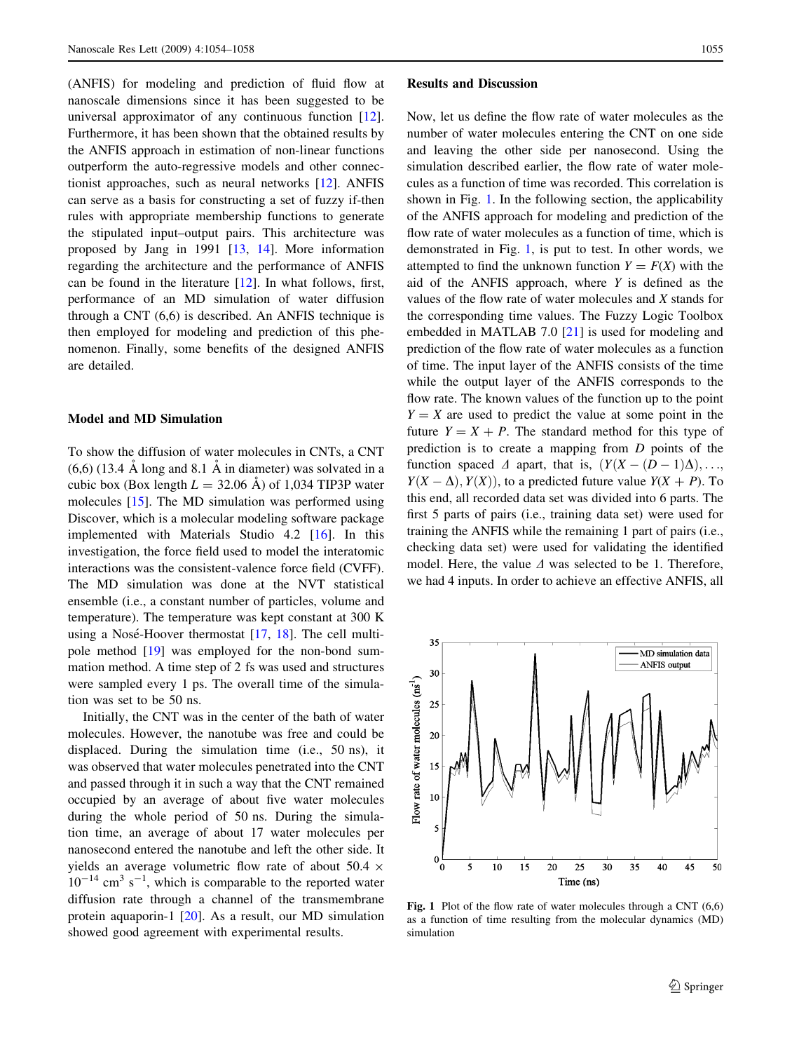(ANFIS) for modeling and prediction of fluid flow at nanoscale dimensions since it has been suggested to be universal approximator of any continuous function [12]. Furthermore, it has been shown that the obtained results by the ANFIS approach in estimation of non-linear functions outperform the auto-regressive models and other connectionist approaches, such as neural networks [12]. ANFIS can serve as a basis for constructing a set of fuzzy if-then rules with appropriate membership functions to generate the stipulated input–output pairs. This architecture was proposed by Jang in 1991 [13, 14]. More information regarding the architecture and the performance of ANFIS can be found in the literature [12]. In what follows, first, performance of an MD simulation of water diffusion through a CNT (6,6) is described. An ANFIS technique is then employed for modeling and prediction of this phenomenon. Finally, some benefits of the designed ANFIS are detailed.

## Model and MD Simulation

To show the diffusion of water molecules in CNTs, a CNT (6,6) (13.4 Å long and 8.1 Å in diameter) was solvated in a cubic box (Box length $L = 32.06$ Å) of 1,034 TIP3P water molecules [15]. The MD simulation was performed using Discover, which is a molecular modeling software package implemented with Materials Studio 4.2 [16]. In this investigation, the force field used to model the interatomic interactions was the consistent-valence force field (CVFF). The MD simulation was done at the NVT statistical ensemble (i.e., a constant number of particles, volume and temperature). The temperature was kept constant at 300 K using a Nosé-Hoover thermostat [17, 18]. The cell multipole method [19] was employed for the non-bond summation method. A time step of 2 fs was used and structures were sampled every 1 ps. The overall time of the simulation was set to be 50 ns.

Initially, the CNT was in the center of the bath of water molecules. However, the nanotube was free and could be displaced. During the simulation time (i.e., 50 ns), it was observed that water molecules penetrated into the CNT and passed through it in such a way that the CNT remained occupied by an average of about five water molecules during the whole period of 50 ns. During the simulation time, an average of about 17 water molecules per nanosecond entered the nanotube and left the other side. It yields an average volumetric flow rate of about $50.4 \times 10^{-14}$ cm$^3$ s$^{-1}$, which is comparable to the reported water diffusion rate through a channel of the transmembrane protein aquaporin-1 [20]. As a result, our MD simulation showed good agreement with experimental results.

## Results and Discussion

Now, let us define the flow rate of water molecules as the number of water molecules entering the CNT on one side and leaving the other side per nanosecond. Using the simulation described earlier, the flow rate of water molecules as a function of time was recorded. This correlation is shown in Fig. 1. In the following section, the applicability of the ANFIS approach for modeling and prediction of the flow rate of water molecules as a function of time, which is demonstrated in Fig. 1, is put to test. In other words, we attempted to find the unknown function $Y = F(X)$ with the aid of the ANFIS approach, where $Y$ is defined as the values of the flow rate of water molecules and $X$ stands for the corresponding time values. The Fuzzy Logic Toolbox embedded in MATLAB 7.0 [21] is used for modeling and prediction of the flow rate of water molecules as a function of time. The input layer of the ANFIS consists of the time while the output layer of the ANFIS corresponds to the flow rate. The known values of the function up to the point $Y = X$ are used to predict the value at some point in the future $Y = X + P$. The standard method for this type of prediction is to create a mapping from $D$ points of the function spaced $\Delta$ apart, that is, $(Y(X - (D-1)\Delta), \ldots, Y(X - \Delta), Y(X))$, to a predicted future value $Y(X + P)$. To this end, all recorded data set was divided into 6 parts. The first 5 parts of pairs (i.e., training data set) were used for training the ANFIS while the remaining 1 part of pairs (i.e., checking data set) were used for validating the identified model. Here, the value $\Delta$ was selected to be 1. Therefore, we had 4 inputs. In order to achieve an effective ANFIS, all

**Fig. 1** Plot of the flow rate of water molecules through a CNT (6,6) as a function of time resulting from the molecular dynamics (MD) simulation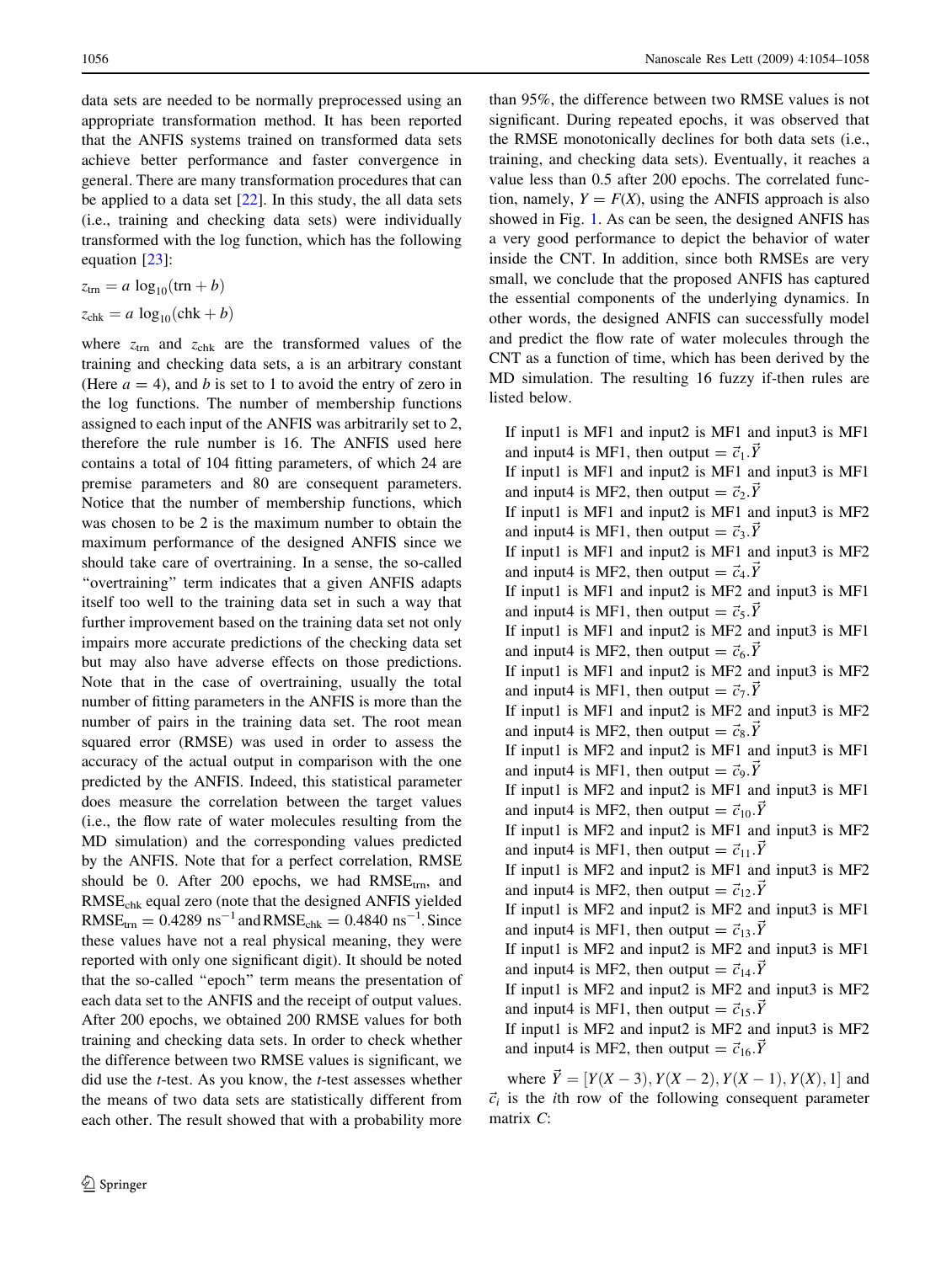data sets are needed to be normally preprocessed using an appropriate transformation method. It has been reported that the ANFIS systems trained on transformed data sets achieve better performance and faster convergence in general. There are many transformation procedures that can be applied to a data set [22]. In this study, the all data sets (i.e., training and checking data sets) were individually transformed with the log function, which has the following equation [23]:

$$z_{\mathrm{trn}} = a\ \log_{10}(\mathrm{trn} + b)$$

$$z_{\mathrm{chk}} = a\ \log_{10}(\mathrm{chk} + b)$$

where $z_{\mathrm{trn}}$ and $z_{\mathrm{chk}}$ are the transformed values of the training and checking data sets, a is an arbitrary constant (Here $a = 4$), and $b$ is set to 1 to avoid the entry of zero in the log functions. The number of membership functions assigned to each input of the ANFIS was arbitrarily set to 2, therefore the rule number is 16. The ANFIS used here contains a total of 104 fitting parameters, of which 24 are premise parameters and 80 are consequent parameters. Notice that the number of membership functions, which was chosen to be 2 is the maximum number to obtain the maximum performance of the designed ANFIS since we should take care of overtraining. In a sense, the so-called "overtraining" term indicates that a given ANFIS adapts itself too well to the training data set in such a way that further improvement based on the training data set not only impairs more accurate predictions of the checking data set but may also have adverse effects on those predictions. Note that in the case of overtraining, usually the total number of fitting parameters in the ANFIS is more than the number of pairs in the training data set. The root mean squared error (RMSE) was used in order to assess the accuracy of the actual output in comparison with the one predicted by the ANFIS. Indeed, this statistical parameter does measure the correlation between the target values (i.e., the flow rate of water molecules resulting from the MD simulation) and the corresponding values predicted by the ANFIS. Note that for a perfect correlation, RMSE should be 0. After 200 epochs, we had $\mathrm{RMSE}_{\mathrm{trn}}$, and $\mathrm{RMSE}_{\mathrm{chk}}$ equal zero (note that the designed ANFIS yielded $\mathrm{RMSE}_{\mathrm{trn}} = 0.4289\ \mathrm{ns}^{-1}$ and $\mathrm{RMSE}_{\mathrm{chk}} = 0.4840\ \mathrm{ns}^{-1}$. Since these values have not a real physical meaning, they were reported with only one significant digit). It should be noted that the so-called "epoch" term means the presentation of each data set to the ANFIS and the receipt of output values. After 200 epochs, we obtained 200 RMSE values for both training and checking data sets. In order to check whether the difference between two RMSE values is significant, we did use the *t*-test. As you know, the *t*-test assesses whether the means of two data sets are statistically different from each other. The result showed that with a probability more than 95%, the difference between two RMSE values is not significant. During repeated epochs, it was observed that the RMSE monotonically declines for both data sets (i.e., training, and checking data sets). Eventually, it reaches a value less than 0.5 after 200 epochs. The correlated function, namely, $Y = F(X)$, using the ANFIS approach is also showed in Fig. 1. As can be seen, the designed ANFIS has a very good performance to depict the behavior of water inside the CNT. In addition, since both RMSEs are very small, we conclude that the proposed ANFIS has captured the essential components of the underlying dynamics. In other words, the designed ANFIS can successfully model and predict the flow rate of water molecules through the CNT as a function of time, which has been derived by the MD simulation. The resulting 16 fuzzy if-then rules are listed below.

If input1 is MF1 and input2 is MF1 and input3 is MF1 and input4 is MF1, then output $= \vec{c}_1.\vec{Y}$
If input1 is MF1 and input2 is MF1 and input3 is MF1 and input4 is MF2, then output $= \vec{c}_2.\vec{Y}$
If input1 is MF1 and input2 is MF1 and input3 is MF2 and input4 is MF1, then output $= \vec{c}_3.\vec{Y}$
If input1 is MF1 and input2 is MF1 and input3 is MF2 and input4 is MF2, then output $= \vec{c}_4.\vec{Y}$
If input1 is MF1 and input2 is MF2 and input3 is MF1 and input4 is MF1, then output $= \vec{c}_5.\vec{Y}$
If input1 is MF1 and input2 is MF2 and input3 is MF1 and input4 is MF2, then output $= \vec{c}_6.\vec{Y}$
If input1 is MF1 and input2 is MF2 and input3 is MF2 and input4 is MF1, then output $= \vec{c}_7.\vec{Y}$
If input1 is MF1 and input2 is MF2 and input3 is MF2 and input4 is MF2, then output $= \vec{c}_8.\vec{Y}$
If input1 is MF2 and input2 is MF1 and input3 is MF1 and input4 is MF1, then output $= \vec{c}_9.\vec{Y}$
If input1 is MF2 and input2 is MF1 and input3 is MF1 and input4 is MF2, then output $= \vec{c}_{10}.\vec{Y}$
If input1 is MF2 and input2 is MF1 and input3 is MF2 and input4 is MF1, then output $= \vec{c}_{11}.\vec{Y}$
If input1 is MF2 and input2 is MF1 and input3 is MF2 and input4 is MF2, then output $= \vec{c}_{12}.\vec{Y}$
If input1 is MF2 and input2 is MF2 and input3 is MF1 and input4 is MF1, then output $= \vec{c}_{13}.\vec{Y}$
If input1 is MF2 and input2 is MF2 and input3 is MF1 and input4 is MF2, then output $= \vec{c}_{14}.\vec{Y}$
If input1 is MF2 and input2 is MF2 and input3 is MF2 and input4 is MF1, then output $= \vec{c}_{15}.\vec{Y}$
If input1 is MF2 and input2 is MF2 and input3 is MF2 and input4 is MF2, then output $= \vec{c}_{16}.\vec{Y}$

where $\vec{Y} = [Y(X-3), Y(X-2), Y(X-1), Y(X), 1]$ and $\vec{c}_i$ is the $i$th row of the following consequent parameter matrix $C$: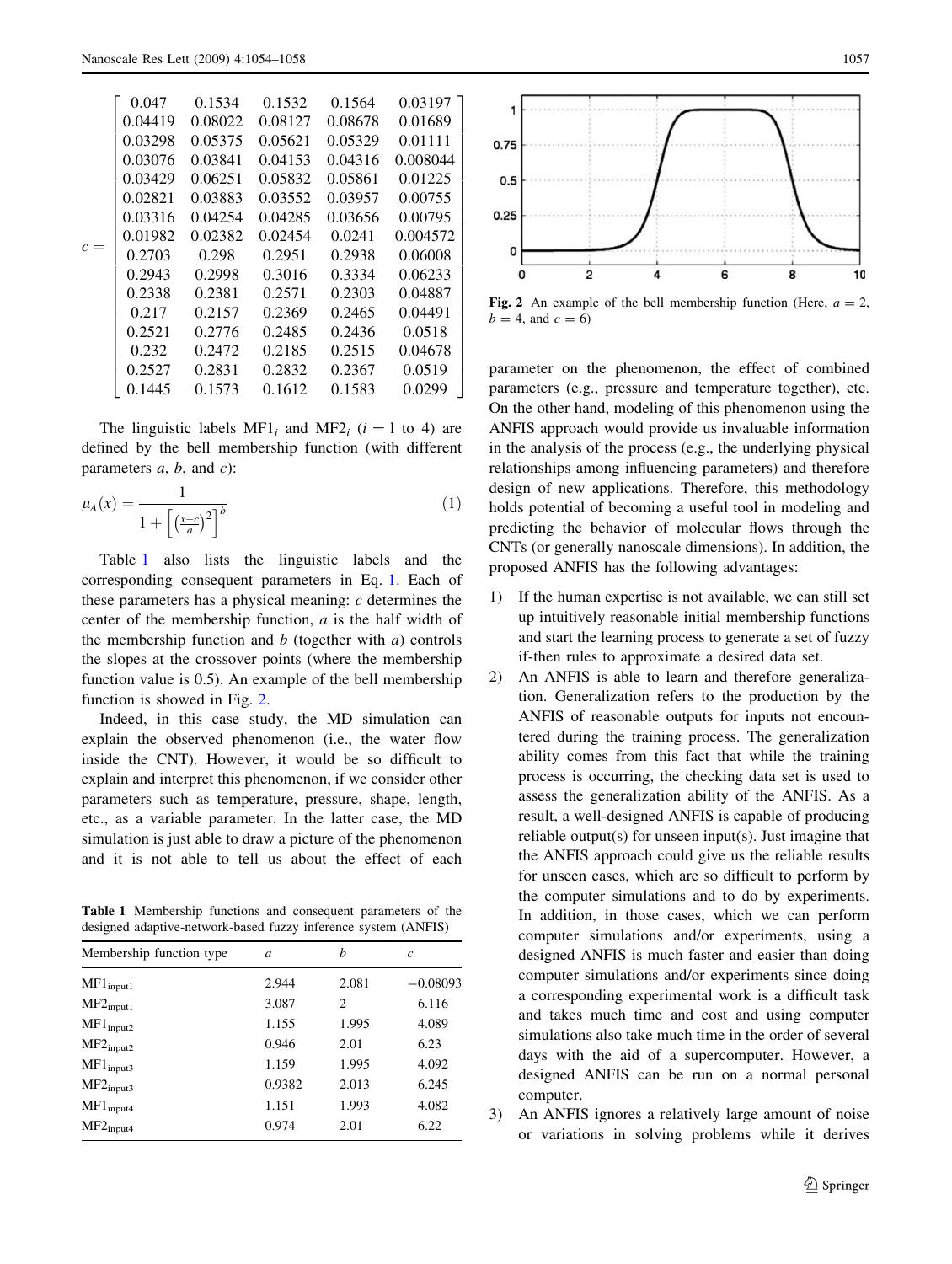$$
c = \begin{bmatrix}
0.047 & 0.1534 & 0.1532 & 0.1564 & 0.03197 \\
0.04419 & 0.08022 & 0.08127 & 0.08678 & 0.01689 \\
0.03298 & 0.05375 & 0.05621 & 0.05329 & 0.01111 \\
0.03076 & 0.03841 & 0.04153 & 0.04316 & 0.008044 \\
0.03429 & 0.06251 & 0.05832 & 0.05861 & 0.01225 \\
0.02821 & 0.03883 & 0.03552 & 0.03957 & 0.00755 \\
0.03316 & 0.04254 & 0.04285 & 0.03656 & 0.00795 \\
0.01982 & 0.02382 & 0.02454 & 0.0241 & 0.004572 \\
0.2703 & 0.298 & 0.2951 & 0.2938 & 0.06008 \\
0.2943 & 0.2998 & 0.3016 & 0.3334 & 0.06233 \\
0.2338 & 0.2381 & 0.2571 & 0.2303 & 0.04887 \\
0.217 & 0.2157 & 0.2369 & 0.2465 & 0.04491 \\
0.2521 & 0.2776 & 0.2485 & 0.2436 & 0.0518 \\
0.232 & 0.2472 & 0.2185 & 0.2515 & 0.04678 \\
0.2527 & 0.2831 & 0.2832 & 0.2367 & 0.0519 \\
0.1445 & 0.1573 & 0.1612 & 0.1583 & 0.0299
\end{bmatrix}
$$

The linguistic labels $\mathrm{MF1}_i$ and $\mathrm{MF2}_i$ ($i = 1$ to 4) are defined by the bell membership function (with different parameters $a$, $b$, and $c$):

$$
\mu_A(x) = \frac{1}{1 + \left[\left(\frac{x-c}{a}\right)^2\right]^b} \tag{1}
$$

Table 1 also lists the linguistic labels and the corresponding consequent parameters in Eq. 1. Each of these parameters has a physical meaning: $c$ determines the center of the membership function, $a$ is the half width of the membership function and $b$ (together with $a$) controls the slopes at the crossover points (where the membership function value is 0.5). An example of the bell membership function is showed in Fig. 2.

Indeed, in this case study, the MD simulation can explain the observed phenomenon (i.e., the water flow inside the CNT). However, it would be so difficult to explain and interpret this phenomenon, if we consider other parameters such as temperature, pressure, shape, length, etc., as a variable parameter. In the latter case, the MD simulation is just able to draw a picture of the phenomenon and it is not able to tell us about the effect of each parameter on the phenomenon, the effect of combined parameters (e.g., pressure and temperature together), etc. On the other hand, modeling of this phenomenon using the ANFIS approach would provide us invaluable information in the analysis of the process (e.g., the underlying physical relationships among influencing parameters) and therefore design of new applications. Therefore, this methodology holds potential of becoming a useful tool in modeling and predicting the behavior of molecular flows through the CNTs (or generally nanoscale dimensions). In addition, the proposed ANFIS has the following advantages:

**Table 1** Membership functions and consequent parameters of the designed adaptive-network-based fuzzy inference system (ANFIS)

| Membership function type | $a$ | $b$ | $c$ |
|---|---|---|---|
| $\mathrm{MF1}_{\mathrm{input1}}$ | 2.944 | 2.081 | −0.08093 |
| $\mathrm{MF2}_{\mathrm{input1}}$ | 3.087 | 2 | 6.116 |
| $\mathrm{MF1}_{\mathrm{input2}}$ | 1.155 | 1.995 | 4.089 |
| $\mathrm{MF2}_{\mathrm{input2}}$ | 0.946 | 2.01 | 6.23 |
| $\mathrm{MF1}_{\mathrm{input3}}$ | 1.159 | 1.995 | 4.092 |
| $\mathrm{MF2}_{\mathrm{input3}}$ | 0.9382 | 2.013 | 6.245 |
| $\mathrm{MF1}_{\mathrm{input4}}$ | 1.151 | 1.993 | 4.082 |
| $\mathrm{MF2}_{\mathrm{input4}}$ | 0.974 | 2.01 | 6.22 |

**Fig. 2** An example of the bell membership function (Here, $a = 2$, $b = 4$, and $c = 6$)

1) If the human expertise is not available, we can still set up intuitively reasonable initial membership functions and start the learning process to generate a set of fuzzy if-then rules to approximate a desired data set.
2) An ANFIS is able to learn and therefore generalization. Generalization refers to the production by the ANFIS of reasonable outputs for inputs not encountered during the training process. The generalization ability comes from this fact that while the training process is occurring, the checking data set is used to assess the generalization ability of the ANFIS. As a result, a well-designed ANFIS is capable of producing reliable output(s) for unseen input(s). Just imagine that the ANFIS approach could give us the reliable results for unseen cases, which are so difficult to perform by the computer simulations and to do by experiments. In addition, in those cases, which we can perform computer simulations and/or experiments, using a designed ANFIS is much faster and easier than doing computer simulations and/or experiments since doing a corresponding experimental work is a difficult task and takes much time and cost and using computer simulations also take much time in the order of several days with the aid of a supercomputer. However, a designed ANFIS can be run on a normal personal computer.
3) An ANFIS ignores a relatively large amount of noise or variations in solving problems while it derives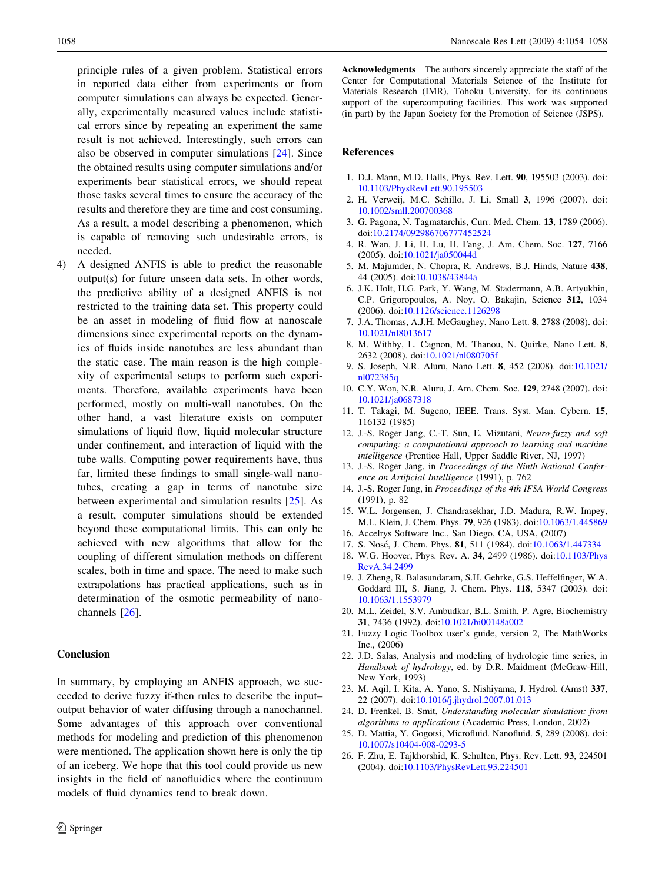principle rules of a given problem. Statistical errors in reported data either from experiments or from computer simulations can always be expected. Generally, experimentally measured values include statistical errors since by repeating an experiment the same result is not achieved. Interestingly, such errors can also be observed in computer simulations [24]. Since the obtained results using computer simulations and/or experiments bear statistical errors, we should repeat those tasks several times to ensure the accuracy of the results and therefore they are time and cost consuming. As a result, a model describing a phenomenon, which is capable of removing such undesirable errors, is needed.

4) A designed ANFIS is able to predict the reasonable output(s) for future unseen data sets. In other words, the predictive ability of a designed ANFIS is not restricted to the training data set. This property could be an asset in modeling of fluid flow at nanoscale dimensions since experimental reports on the dynamics of fluids inside nanotubes are less abundant than the static case. The main reason is the high complexity of experimental setups to perform such experiments. Therefore, available experiments have been performed, mostly on multi-wall nanotubes. On the other hand, a vast literature exists on computer simulations of liquid flow, liquid molecular structure under confinement, and interaction of liquid with the tube walls. Computing power requirements have, thus far, limited these findings to small single-wall nanotubes, creating a gap in terms of nanotube size between experimental and simulation results [25]. As a result, computer simulations should be extended beyond these computational limits. This can only be achieved with new algorithms that allow for the coupling of different simulation methods on different scales, both in time and space. The need to make such extrapolations has practical applications, such as in determination of the osmotic permeability of nanochannels [26].

## Conclusion

In summary, by employing an ANFIS approach, we succeeded to derive fuzzy if-then rules to describe the input–output behavior of water diffusing through a nanochannel. Some advantages of this approach over conventional methods for modeling and prediction of this phenomenon were mentioned. The application shown here is only the tip of an iceberg. We hope that this tool could provide us new insights in the field of nanofluidics where the continuum models of fluid dynamics tend to break down.

**Acknowledgments** The authors sincerely appreciate the staff of the Center for Computational Materials Science of the Institute for Materials Research (IMR), Tohoku University, for its continuous support of the supercomputing facilities. This work was supported (in part) by the Japan Society for the Promotion of Science (JSPS).

## References

1. D.J. Mann, M.D. Halls, Phys. Rev. Lett. **90**, 195503 (2003). doi: 10.1103/PhysRevLett.90.195503
2. H. Verweij, M.C. Schillo, J. Li, Small **3**, 1996 (2007). doi: 10.1002/smll.200700368
3. G. Pagona, N. Tagmatarchis, Curr. Med. Chem. **13**, 1789 (2006). doi:10.2174/092986706777452524
4. R. Wan, J. Li, H. Lu, H. Fang, J. Am. Chem. Soc. **127**, 7166 (2005). doi:10.1021/ja050044d
5. M. Majumder, N. Chopra, R. Andrews, B.J. Hinds, Nature **438**, 44 (2005). doi:10.1038/43844a
6. J.K. Holt, H.G. Park, Y. Wang, M. Stadermann, A.B. Artyukhin, C.P. Grigoropoulos, A. Noy, O. Bakajin, Science **312**, 1034 (2006). doi:10.1126/science.1126298
7. J.A. Thomas, A.J.H. McGaughey, Nano Lett. **8**, 2788 (2008). doi: 10.1021/nl8013617
8. M. Withby, L. Cagnon, M. Thanou, N. Quirke, Nano Lett. **8**, 2632 (2008). doi:10.1021/nl080705f
9. S. Joseph, N.R. Aluru, Nano Lett. **8**, 452 (2008). doi:10.1021/nl072385q
10. C.Y. Won, N.R. Aluru, J. Am. Chem. Soc. **129**, 2748 (2007). doi: 10.1021/ja0687318
11. T. Takagi, M. Sugeno, IEEE. Trans. Syst. Man. Cybern. **15**, 116132 (1985)
12. J.-S. Roger Jang, C.-T. Sun, E. Mizutani, *Neuro-fuzzy and soft computing: a computational approach to learning and machine intelligence* (Prentice Hall, Upper Saddle River, NJ, 1997)
13. J.-S. Roger Jang, in *Proceedings of the Ninth National Conference on Artificial Intelligence* (1991), p. 762
14. J.-S. Roger Jang, in *Proceedings of the 4th IFSA World Congress* (1991), p. 82
15. W.L. Jorgensen, J. Chandrasekhar, J.D. Madura, R.W. Impey, M.L. Klein, J. Chem. Phys. **79**, 926 (1983). doi:10.1063/1.445869
16. Accelrys Software Inc., San Diego, CA, USA, (2007)
17. S. Nosé, J. Chem. Phys. **81**, 511 (1984). doi:10.1063/1.447334
18. W.G. Hoover, Phys. Rev. A. **34**, 2499 (1986). doi:10.1103/PhysRevA.34.2499
19. J. Zheng, R. Balasundaram, S.H. Gehrke, G.S. Heffelfinger, W.A. Goddard III, S. Jiang, J. Chem. Phys. **118**, 5347 (2003). doi: 10.1063/1.1553979
20. M.L. Zeidel, S.V. Ambudkar, B.L. Smith, P. Agre, Biochemistry **31**, 7436 (1992). doi:10.1021/bi00148a002
21. Fuzzy Logic Toolbox user's guide, version 2, The MathWorks Inc., (2006)
22. J.D. Salas, Analysis and modeling of hydrologic time series, in *Handbook of hydrology*, ed. by D.R. Maidment (McGraw-Hill, New York, 1993)
23. M. Aqil, I. Kita, A. Yano, S. Nishiyama, J. Hydrol. (Amst) **337**, 22 (2007). doi:10.1016/j.jhydrol.2007.01.013
24. D. Frenkel, B. Smit, *Understanding molecular simulation: from algorithms to applications* (Academic Press, London, 2002)
25. D. Mattia, Y. Gogotsi, Microfluid. Nanofluid. **5**, 289 (2008). doi: 10.1007/s10404-008-0293-5
26. F. Zhu, E. Tajkhorshid, K. Schulten, Phys. Rev. Lett. **93**, 224501 (2004). doi:10.1103/PhysRevLett.93.224501